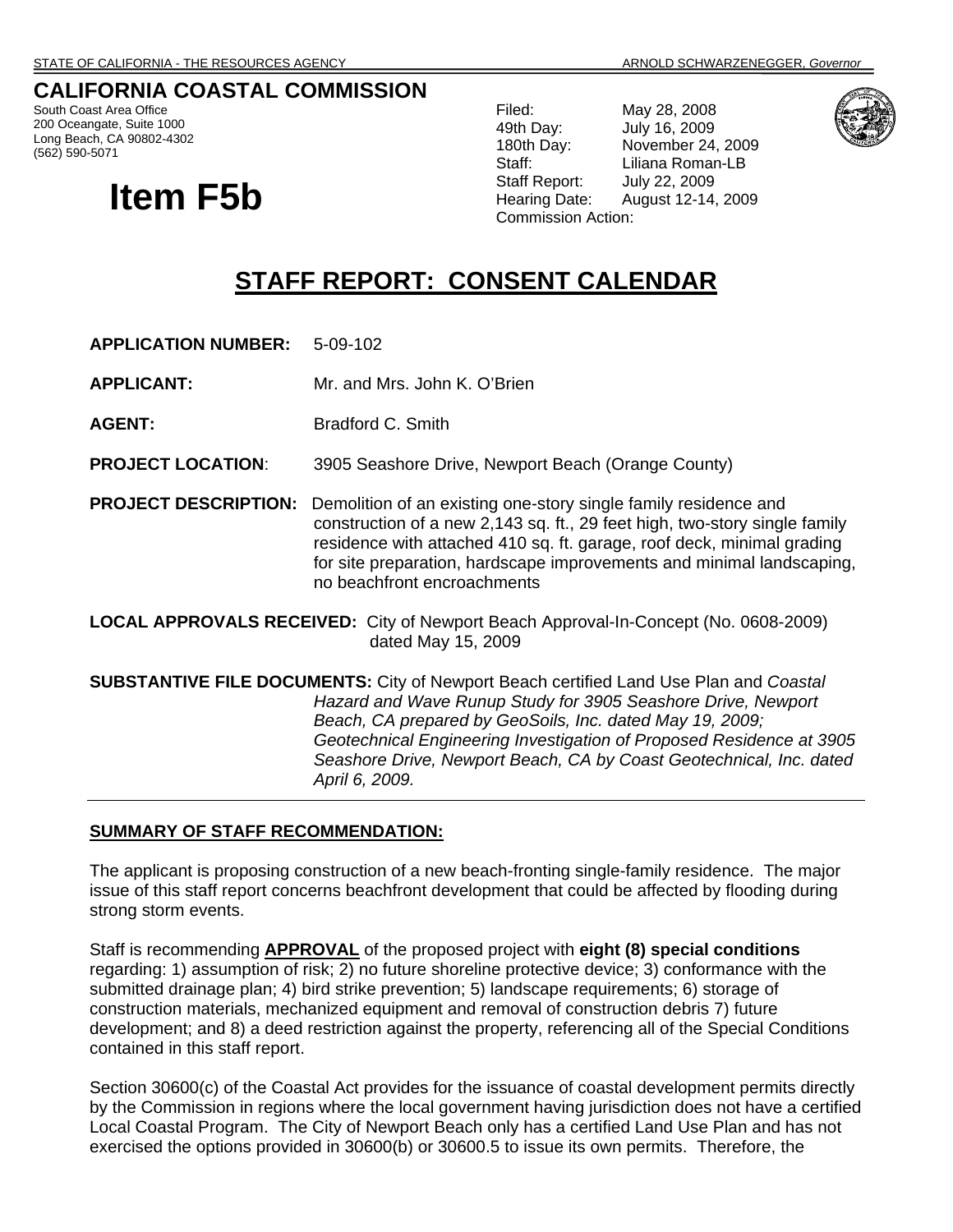STATE OF CALIFORNIA - THE RESOURCES AGENCY ARNOLD SCHWARZENEGGER, *Governor*

# CALIFORNIA COASTAL COMMISSION

South Coast Area Office
200 Oceangate, Suite 1000
Long Beach, CA 90802-4302
(562) 590-5071

# Item F5b

| | |
|---|---|
| Filed: | May 28, 2008 |
| 49th Day: | July 16, 2009 |
| 180th Day: | November 24, 2009 |
| Staff: | Liliana Roman-LB |
| Staff Report: | July 22, 2009 |
| Hearing Date: | August 12-14, 2009 |
| Commission Action: | |

## STAFF REPORT: CONSENT CALENDAR

**APPLICATION NUMBER:** 5-09-102

**APPLICANT:** Mr. and Mrs. John K. O'Brien

**AGENT:** Bradford C. Smith

**PROJECT LOCATION**: 3905 Seashore Drive, Newport Beach (Orange County)

**PROJECT DESCRIPTION:** Demolition of an existing one-story single family residence and construction of a new 2,143 sq. ft., 29 feet high, two-story single family residence with attached 410 sq. ft. garage, roof deck, minimal grading for site preparation, hardscape improvements and minimal landscaping, no beachfront encroachments

**LOCAL APPROVALS RECEIVED:** City of Newport Beach Approval-In-Concept (No. 0608-2009) dated May 15, 2009

**SUBSTANTIVE FILE DOCUMENTS:** City of Newport Beach certified Land Use Plan and *Coastal Hazard and Wave Runup Study for 3905 Seashore Drive, Newport Beach, CA prepared by GeoSoils, Inc. dated May 19, 2009; Geotechnical Engineering Investigation of Proposed Residence at 3905 Seashore Drive, Newport Beach, CA by Coast Geotechnical, Inc. dated April 6, 2009.*

---

**SUMMARY OF STAFF RECOMMENDATION:**

The applicant is proposing construction of a new beach-fronting single-family residence. The major issue of this staff report concerns beachfront development that could be affected by flooding during strong storm events.

Staff is recommending **APPROVAL** of the proposed project with **eight (8) special conditions** regarding: 1) assumption of risk; 2) no future shoreline protective device; 3) conformance with the submitted drainage plan; 4) bird strike prevention; 5) landscape requirements; 6) storage of construction materials, mechanized equipment and removal of construction debris 7) future development; and 8) a deed restriction against the property, referencing all of the Special Conditions contained in this staff report.

Section 30600(c) of the Coastal Act provides for the issuance of coastal development permits directly by the Commission in regions where the local government having jurisdiction does not have a certified Local Coastal Program. The City of Newport Beach only has a certified Land Use Plan and has not exercised the options provided in 30600(b) or 30600.5 to issue its own permits. Therefore, the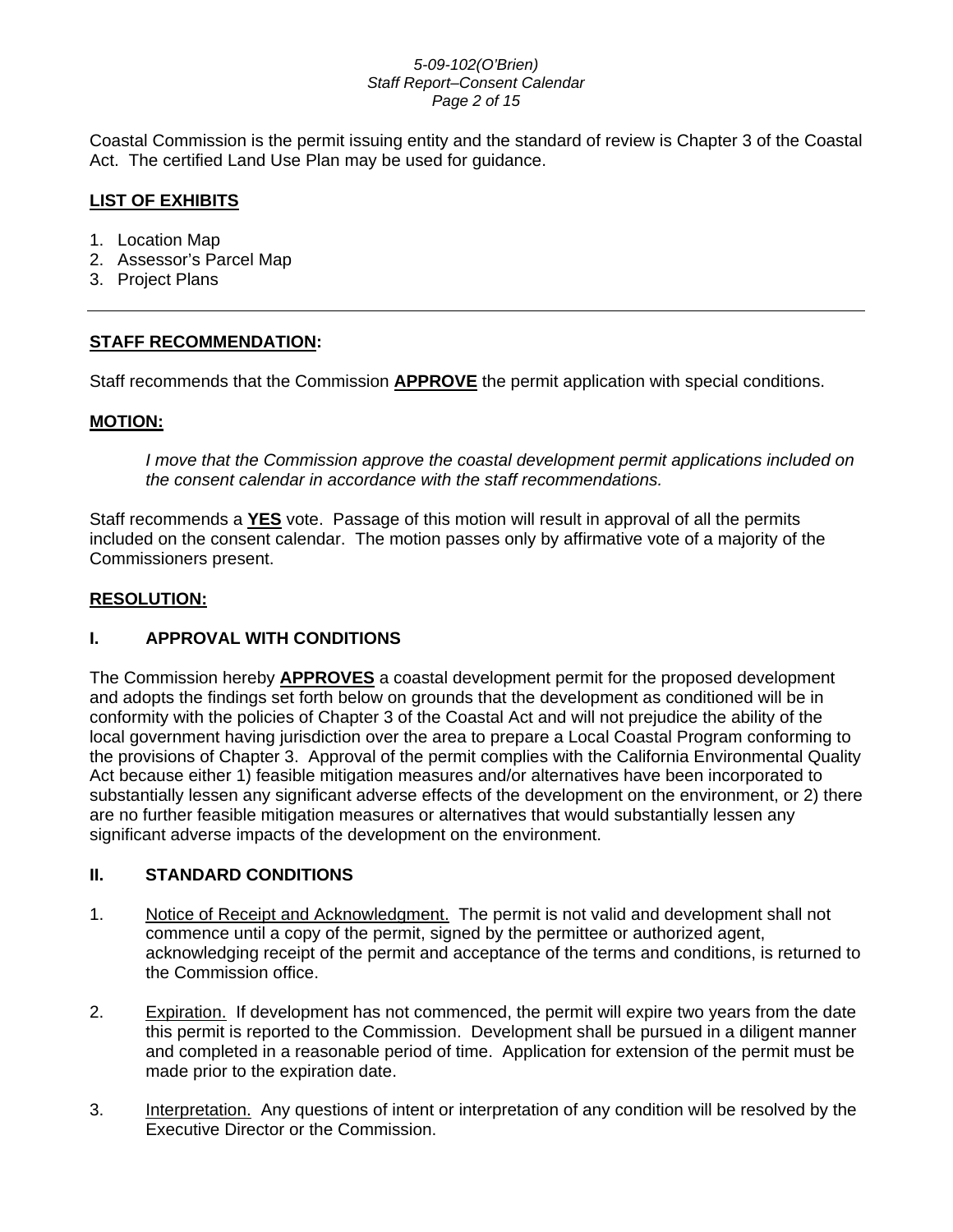Coastal Commission is the permit issuing entity and the standard of review is Chapter 3 of the Coastal Act. The certified Land Use Plan may be used for guidance.

**LIST OF EXHIBITS**

1. Location Map
2. Assessor's Parcel Map
3. Project Plans

---

**STAFF RECOMMENDATION:**

Staff recommends that the Commission **APPROVE** the permit application with special conditions.

**MOTION:**

> *I move that the Commission approve the coastal development permit applications included on the consent calendar in accordance with the staff recommendations.*

Staff recommends a **YES** vote. Passage of this motion will result in approval of all the permits included on the consent calendar. The motion passes only by affirmative vote of a majority of the Commissioners present.

**RESOLUTION:**

## I. APPROVAL WITH CONDITIONS

The Commission hereby **APPROVES** a coastal development permit for the proposed development and adopts the findings set forth below on grounds that the development as conditioned will be in conformity with the policies of Chapter 3 of the Coastal Act and will not prejudice the ability of the local government having jurisdiction over the area to prepare a Local Coastal Program conforming to the provisions of Chapter 3. Approval of the permit complies with the California Environmental Quality Act because either 1) feasible mitigation measures and/or alternatives have been incorporated to substantially lessen any significant adverse effects of the development on the environment, or 2) there are no further feasible mitigation measures or alternatives that would substantially lessen any significant adverse impacts of the development on the environment.

## II. STANDARD CONDITIONS

1. Notice of Receipt and Acknowledgment. The permit is not valid and development shall not commence until a copy of the permit, signed by the permittee or authorized agent, acknowledging receipt of the permit and acceptance of the terms and conditions, is returned to the Commission office.

2. Expiration. If development has not commenced, the permit will expire two years from the date this permit is reported to the Commission. Development shall be pursued in a diligent manner and completed in a reasonable period of time. Application for extension of the permit must be made prior to the expiration date.

3. Interpretation. Any questions of intent or interpretation of any condition will be resolved by the Executive Director or the Commission.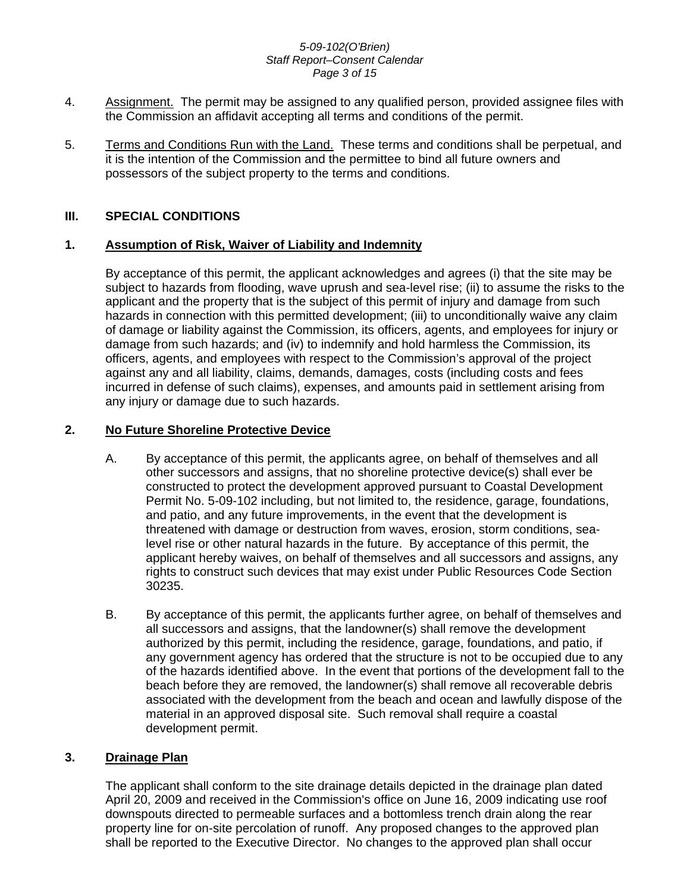4. Assignment. The permit may be assigned to any qualified person, provided assignee files with the Commission an affidavit accepting all terms and conditions of the permit.

5. Terms and Conditions Run with the Land. These terms and conditions shall be perpetual, and it is the intention of the Commission and the permittee to bind all future owners and possessors of the subject property to the terms and conditions.

## III. SPECIAL CONDITIONS

### 1. Assumption of Risk, Waiver of Liability and Indemnity

By acceptance of this permit, the applicant acknowledges and agrees (i) that the site may be subject to hazards from flooding, wave uprush and sea-level rise; (ii) to assume the risks to the applicant and the property that is the subject of this permit of injury and damage from such hazards in connection with this permitted development; (iii) to unconditionally waive any claim of damage or liability against the Commission, its officers, agents, and employees for injury or damage from such hazards; and (iv) to indemnify and hold harmless the Commission, its officers, agents, and employees with respect to the Commission's approval of the project against any and all liability, claims, demands, damages, costs (including costs and fees incurred in defense of such claims), expenses, and amounts paid in settlement arising from any injury or damage due to such hazards.

### 2. No Future Shoreline Protective Device

A. By acceptance of this permit, the applicants agree, on behalf of themselves and all other successors and assigns, that no shoreline protective device(s) shall ever be constructed to protect the development approved pursuant to Coastal Development Permit No. 5-09-102 including, but not limited to, the residence, garage, foundations, and patio, and any future improvements, in the event that the development is threatened with damage or destruction from waves, erosion, storm conditions, sea-level rise or other natural hazards in the future. By acceptance of this permit, the applicant hereby waives, on behalf of themselves and all successors and assigns, any rights to construct such devices that may exist under Public Resources Code Section 30235.

B. By acceptance of this permit, the applicants further agree, on behalf of themselves and all successors and assigns, that the landowner(s) shall remove the development authorized by this permit, including the residence, garage, foundations, and patio, if any government agency has ordered that the structure is not to be occupied due to any of the hazards identified above. In the event that portions of the development fall to the beach before they are removed, the landowner(s) shall remove all recoverable debris associated with the development from the beach and ocean and lawfully dispose of the material in an approved disposal site. Such removal shall require a coastal development permit.

### 3. Drainage Plan

The applicant shall conform to the site drainage details depicted in the drainage plan dated April 20, 2009 and received in the Commission's office on June 16, 2009 indicating use roof downspouts directed to permeable surfaces and a bottomless trench drain along the rear property line for on-site percolation of runoff. Any proposed changes to the approved plan shall be reported to the Executive Director. No changes to the approved plan shall occur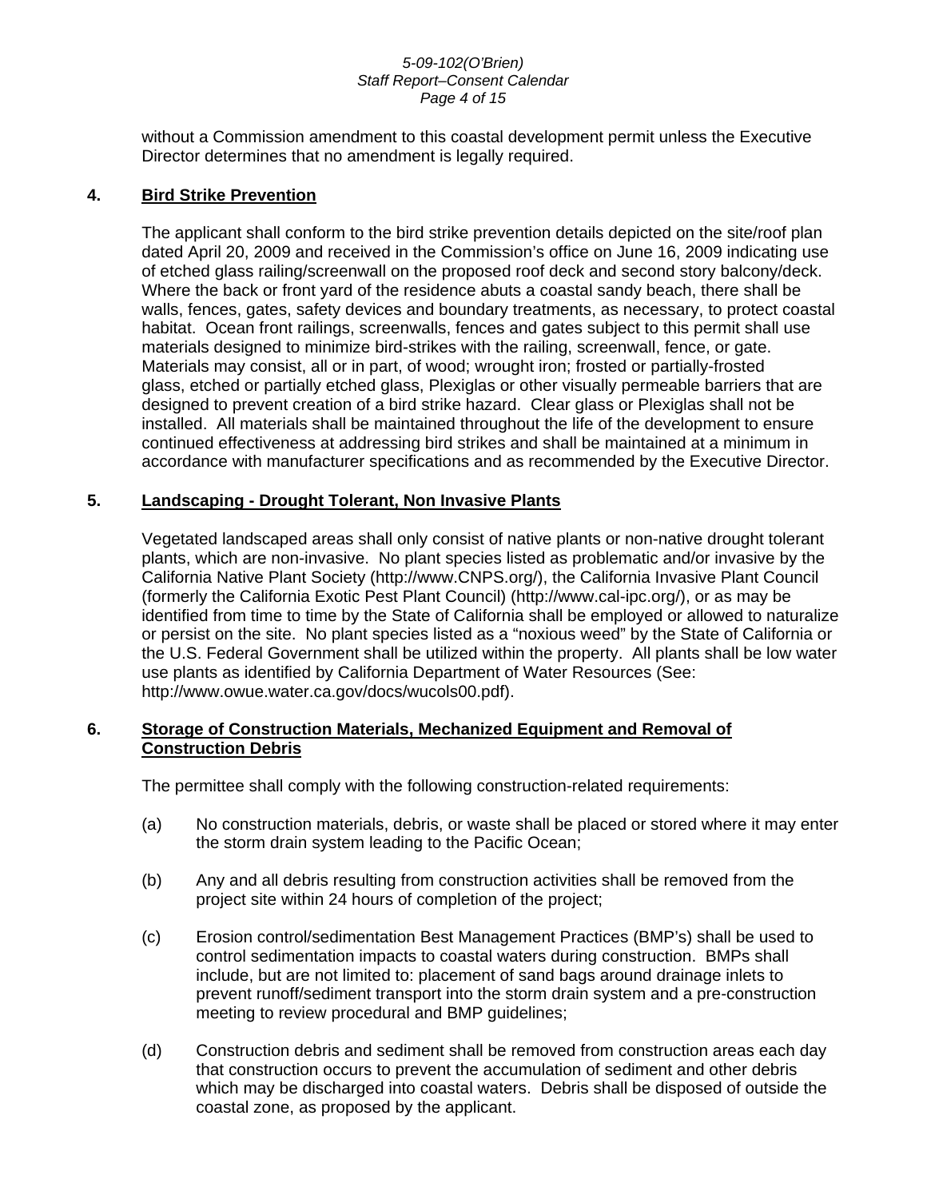without a Commission amendment to this coastal development permit unless the Executive Director determines that no amendment is legally required.

**4. Bird Strike Prevention**

The applicant shall conform to the bird strike prevention details depicted on the site/roof plan dated April 20, 2009 and received in the Commission's office on June 16, 2009 indicating use of etched glass railing/screenwall on the proposed roof deck and second story balcony/deck. Where the back or front yard of the residence abuts a coastal sandy beach, there shall be walls, fences, gates, safety devices and boundary treatments, as necessary, to protect coastal habitat. Ocean front railings, screenwalls, fences and gates subject to this permit shall use materials designed to minimize bird-strikes with the railing, screenwall, fence, or gate. Materials may consist, all or in part, of wood; wrought iron; frosted or partially-frosted glass, etched or partially etched glass, Plexiglas or other visually permeable barriers that are designed to prevent creation of a bird strike hazard. Clear glass or Plexiglas shall not be installed. All materials shall be maintained throughout the life of the development to ensure continued effectiveness at addressing bird strikes and shall be maintained at a minimum in accordance with manufacturer specifications and as recommended by the Executive Director.

**5. Landscaping - Drought Tolerant, Non Invasive Plants**

Vegetated landscaped areas shall only consist of native plants or non-native drought tolerant plants, which are non-invasive. No plant species listed as problematic and/or invasive by the California Native Plant Society (http://www.CNPS.org/), the California Invasive Plant Council (formerly the California Exotic Pest Plant Council) (http://www.cal-ipc.org/), or as may be identified from time to time by the State of California shall be employed or allowed to naturalize or persist on the site. No plant species listed as a "noxious weed" by the State of California or the U.S. Federal Government shall be utilized within the property. All plants shall be low water use plants as identified by California Department of Water Resources (See: http://www.owue.water.ca.gov/docs/wucols00.pdf).

**6. Storage of Construction Materials, Mechanized Equipment and Removal of Construction Debris**

The permittee shall comply with the following construction-related requirements:

(a) No construction materials, debris, or waste shall be placed or stored where it may enter the storm drain system leading to the Pacific Ocean;

(b) Any and all debris resulting from construction activities shall be removed from the project site within 24 hours of completion of the project;

(c) Erosion control/sedimentation Best Management Practices (BMP's) shall be used to control sedimentation impacts to coastal waters during construction. BMPs shall include, but are not limited to: placement of sand bags around drainage inlets to prevent runoff/sediment transport into the storm drain system and a pre-construction meeting to review procedural and BMP guidelines;

(d) Construction debris and sediment shall be removed from construction areas each day that construction occurs to prevent the accumulation of sediment and other debris which may be discharged into coastal waters. Debris shall be disposed of outside the coastal zone, as proposed by the applicant.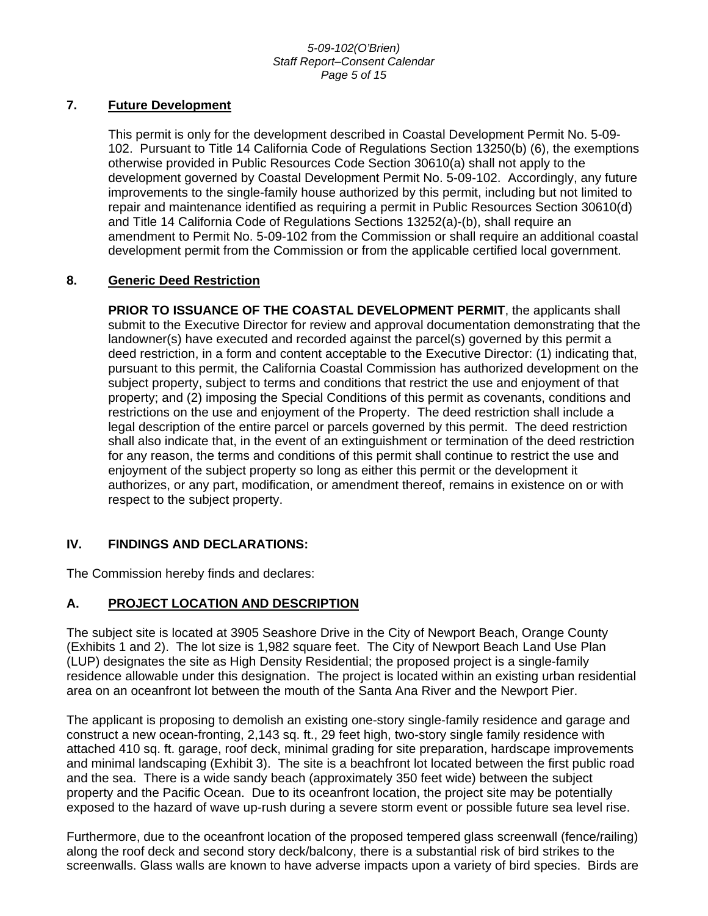### 7. Future Development

This permit is only for the development described in Coastal Development Permit No. 5-09-102. Pursuant to Title 14 California Code of Regulations Section 13250(b) (6), the exemptions otherwise provided in Public Resources Code Section 30610(a) shall not apply to the development governed by Coastal Development Permit No. 5-09-102. Accordingly, any future improvements to the single-family house authorized by this permit, including but not limited to repair and maintenance identified as requiring a permit in Public Resources Section 30610(d) and Title 14 California Code of Regulations Sections 13252(a)-(b), shall require an amendment to Permit No. 5-09-102 from the Commission or shall require an additional coastal development permit from the Commission or from the applicable certified local government.

### 8. Generic Deed Restriction

**PRIOR TO ISSUANCE OF THE COASTAL DEVELOPMENT PERMIT**, the applicants shall submit to the Executive Director for review and approval documentation demonstrating that the landowner(s) have executed and recorded against the parcel(s) governed by this permit a deed restriction, in a form and content acceptable to the Executive Director: (1) indicating that, pursuant to this permit, the California Coastal Commission has authorized development on the subject property, subject to terms and conditions that restrict the use and enjoyment of that property; and (2) imposing the Special Conditions of this permit as covenants, conditions and restrictions on the use and enjoyment of the Property. The deed restriction shall include a legal description of the entire parcel or parcels governed by this permit. The deed restriction shall also indicate that, in the event of an extinguishment or termination of the deed restriction for any reason, the terms and conditions of this permit shall continue to restrict the use and enjoyment of the subject property so long as either this permit or the development it authorizes, or any part, modification, or amendment thereof, remains in existence on or with respect to the subject property.

## IV. FINDINGS AND DECLARATIONS:

The Commission hereby finds and declares:

### A. PROJECT LOCATION AND DESCRIPTION

The subject site is located at 3905 Seashore Drive in the City of Newport Beach, Orange County (Exhibits 1 and 2). The lot size is 1,982 square feet. The City of Newport Beach Land Use Plan (LUP) designates the site as High Density Residential; the proposed project is a single-family residence allowable under this designation. The project is located within an existing urban residential area on an oceanfront lot between the mouth of the Santa Ana River and the Newport Pier.

The applicant is proposing to demolish an existing one-story single-family residence and garage and construct a new ocean-fronting, 2,143 sq. ft., 29 feet high, two-story single family residence with attached 410 sq. ft. garage, roof deck, minimal grading for site preparation, hardscape improvements and minimal landscaping (Exhibit 3). The site is a beachfront lot located between the first public road and the sea. There is a wide sandy beach (approximately 350 feet wide) between the subject property and the Pacific Ocean. Due to its oceanfront location, the project site may be potentially exposed to the hazard of wave up-rush during a severe storm event or possible future sea level rise.

Furthermore, due to the oceanfront location of the proposed tempered glass screenwall (fence/railing) along the roof deck and second story deck/balcony, there is a substantial risk of bird strikes to the screenwalls. Glass walls are known to have adverse impacts upon a variety of bird species. Birds are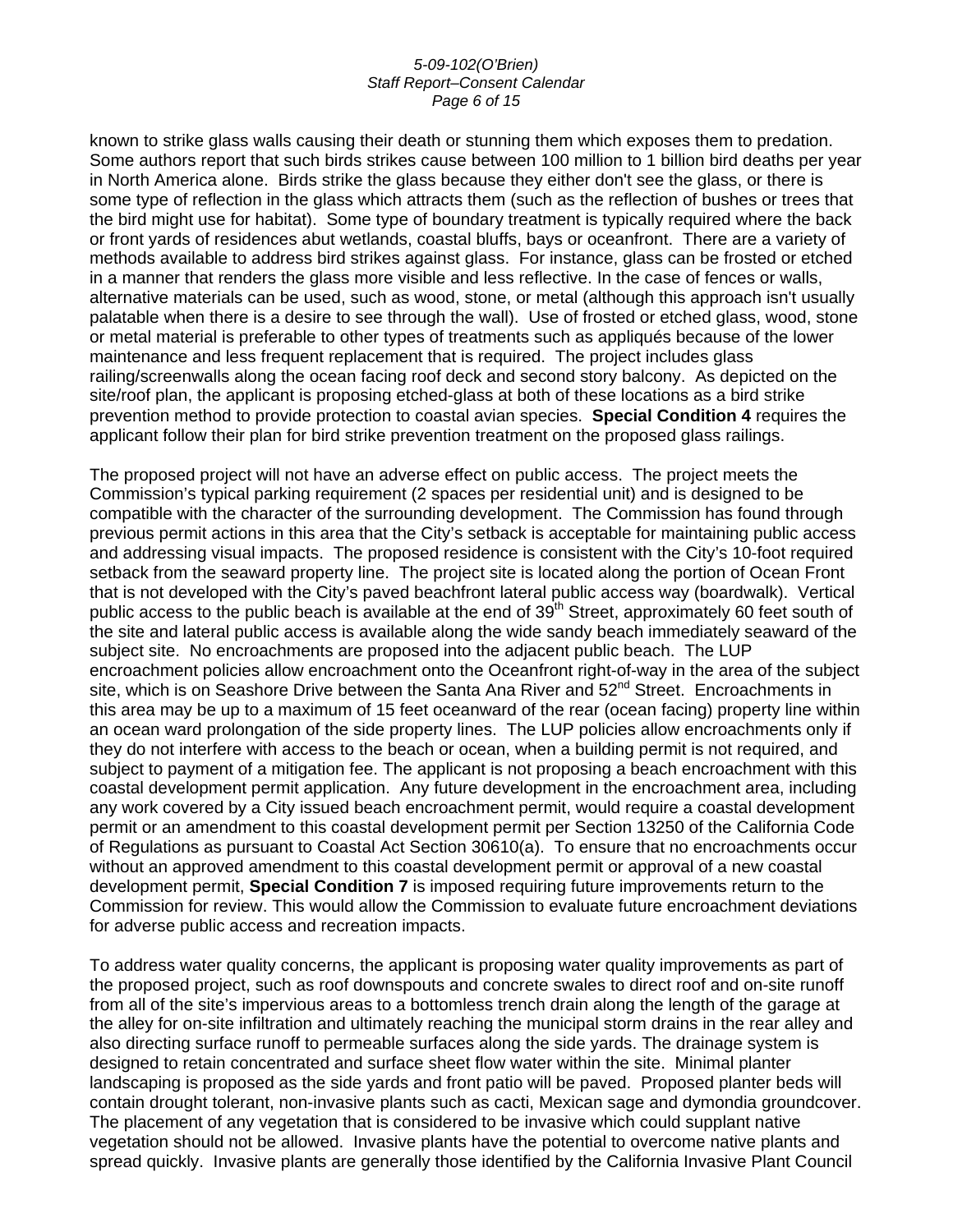known to strike glass walls causing their death or stunning them which exposes them to predation. Some authors report that such birds strikes cause between 100 million to 1 billion bird deaths per year in North America alone. Birds strike the glass because they either don't see the glass, or there is some type of reflection in the glass which attracts them (such as the reflection of bushes or trees that the bird might use for habitat). Some type of boundary treatment is typically required where the back or front yards of residences abut wetlands, coastal bluffs, bays or oceanfront. There are a variety of methods available to address bird strikes against glass. For instance, glass can be frosted or etched in a manner that renders the glass more visible and less reflective. In the case of fences or walls, alternative materials can be used, such as wood, stone, or metal (although this approach isn't usually palatable when there is a desire to see through the wall). Use of frosted or etched glass, wood, stone or metal material is preferable to other types of treatments such as appliqués because of the lower maintenance and less frequent replacement that is required. The project includes glass railing/screenwalls along the ocean facing roof deck and second story balcony. As depicted on the site/roof plan, the applicant is proposing etched-glass at both of these locations as a bird strike prevention method to provide protection to coastal avian species. **Special Condition 4** requires the applicant follow their plan for bird strike prevention treatment on the proposed glass railings.

The proposed project will not have an adverse effect on public access. The project meets the Commission's typical parking requirement (2 spaces per residential unit) and is designed to be compatible with the character of the surrounding development. The Commission has found through previous permit actions in this area that the City's setback is acceptable for maintaining public access and addressing visual impacts. The proposed residence is consistent with the City's 10-foot required setback from the seaward property line. The project site is located along the portion of Ocean Front that is not developed with the City's paved beachfront lateral public access way (boardwalk). Vertical public access to the public beach is available at the end of 39th Street, approximately 60 feet south of the site and lateral public access is available along the wide sandy beach immediately seaward of the subject site. No encroachments are proposed into the adjacent public beach. The LUP encroachment policies allow encroachment onto the Oceanfront right-of-way in the area of the subject site, which is on Seashore Drive between the Santa Ana River and 52nd Street. Encroachments in this area may be up to a maximum of 15 feet oceanward of the rear (ocean facing) property line within an ocean ward prolongation of the side property lines. The LUP policies allow encroachments only if they do not interfere with access to the beach or ocean, when a building permit is not required, and subject to payment of a mitigation fee. The applicant is not proposing a beach encroachment with this coastal development permit application. Any future development in the encroachment area, including any work covered by a City issued beach encroachment permit, would require a coastal development permit or an amendment to this coastal development permit per Section 13250 of the California Code of Regulations as pursuant to Coastal Act Section 30610(a). To ensure that no encroachments occur without an approved amendment to this coastal development permit or approval of a new coastal development permit, **Special Condition 7** is imposed requiring future improvements return to the Commission for review. This would allow the Commission to evaluate future encroachment deviations for adverse public access and recreation impacts.

To address water quality concerns, the applicant is proposing water quality improvements as part of the proposed project, such as roof downspouts and concrete swales to direct roof and on-site runoff from all of the site's impervious areas to a bottomless trench drain along the length of the garage at the alley for on-site infiltration and ultimately reaching the municipal storm drains in the rear alley and also directing surface runoff to permeable surfaces along the side yards. The drainage system is designed to retain concentrated and surface sheet flow water within the site. Minimal planter landscaping is proposed as the side yards and front patio will be paved. Proposed planter beds will contain drought tolerant, non-invasive plants such as cacti, Mexican sage and dymondia groundcover. The placement of any vegetation that is considered to be invasive which could supplant native vegetation should not be allowed. Invasive plants have the potential to overcome native plants and spread quickly. Invasive plants are generally those identified by the California Invasive Plant Council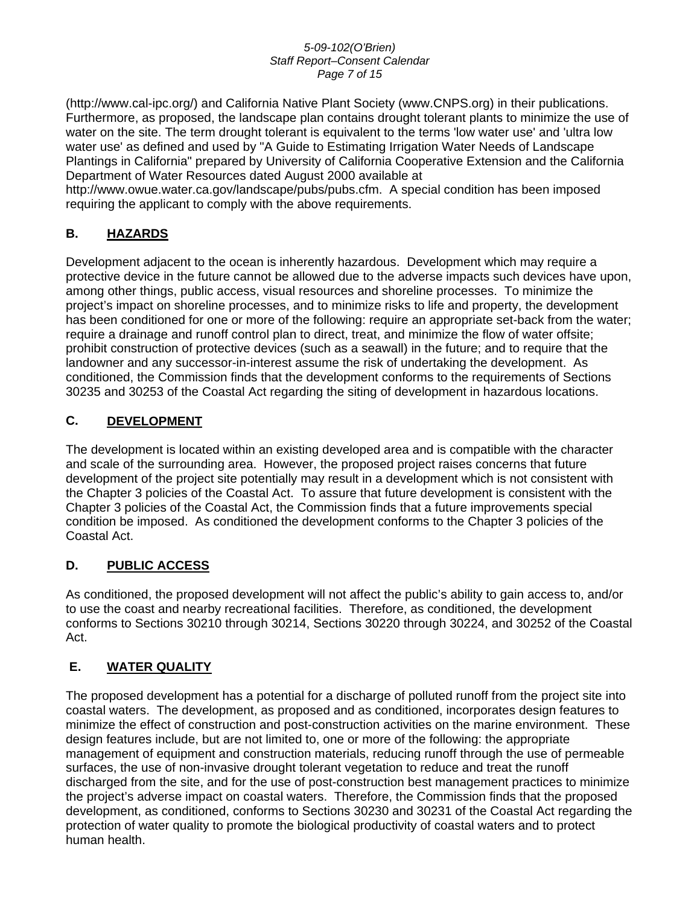(http://www.cal-ipc.org/) and California Native Plant Society (www.CNPS.org) in their publications. Furthermore, as proposed, the landscape plan contains drought tolerant plants to minimize the use of water on the site. The term drought tolerant is equivalent to the terms 'low water use' and 'ultra low water use' as defined and used by "A Guide to Estimating Irrigation Water Needs of Landscape Plantings in California" prepared by University of California Cooperative Extension and the California Department of Water Resources dated August 2000 available at http://www.owue.water.ca.gov/landscape/pubs/pubs.cfm. A special condition has been imposed requiring the applicant to comply with the above requirements.

## B. HAZARDS

Development adjacent to the ocean is inherently hazardous. Development which may require a protective device in the future cannot be allowed due to the adverse impacts such devices have upon, among other things, public access, visual resources and shoreline processes. To minimize the project's impact on shoreline processes, and to minimize risks to life and property, the development has been conditioned for one or more of the following: require an appropriate set-back from the water; require a drainage and runoff control plan to direct, treat, and minimize the flow of water offsite; prohibit construction of protective devices (such as a seawall) in the future; and to require that the landowner and any successor-in-interest assume the risk of undertaking the development. As conditioned, the Commission finds that the development conforms to the requirements of Sections 30235 and 30253 of the Coastal Act regarding the siting of development in hazardous locations.

## C. DEVELOPMENT

The development is located within an existing developed area and is compatible with the character and scale of the surrounding area. However, the proposed project raises concerns that future development of the project site potentially may result in a development which is not consistent with the Chapter 3 policies of the Coastal Act. To assure that future development is consistent with the Chapter 3 policies of the Coastal Act, the Commission finds that a future improvements special condition be imposed. As conditioned the development conforms to the Chapter 3 policies of the Coastal Act.

## D. PUBLIC ACCESS

As conditioned, the proposed development will not affect the public's ability to gain access to, and/or to use the coast and nearby recreational facilities. Therefore, as conditioned, the development conforms to Sections 30210 through 30214, Sections 30220 through 30224, and 30252 of the Coastal Act.

## E. WATER QUALITY

The proposed development has a potential for a discharge of polluted runoff from the project site into coastal waters. The development, as proposed and as conditioned, incorporates design features to minimize the effect of construction and post-construction activities on the marine environment. These design features include, but are not limited to, one or more of the following: the appropriate management of equipment and construction materials, reducing runoff through the use of permeable surfaces, the use of non-invasive drought tolerant vegetation to reduce and treat the runoff discharged from the site, and for the use of post-construction best management practices to minimize the project's adverse impact on coastal waters. Therefore, the Commission finds that the proposed development, as conditioned, conforms to Sections 30230 and 30231 of the Coastal Act regarding the protection of water quality to promote the biological productivity of coastal waters and to protect human health.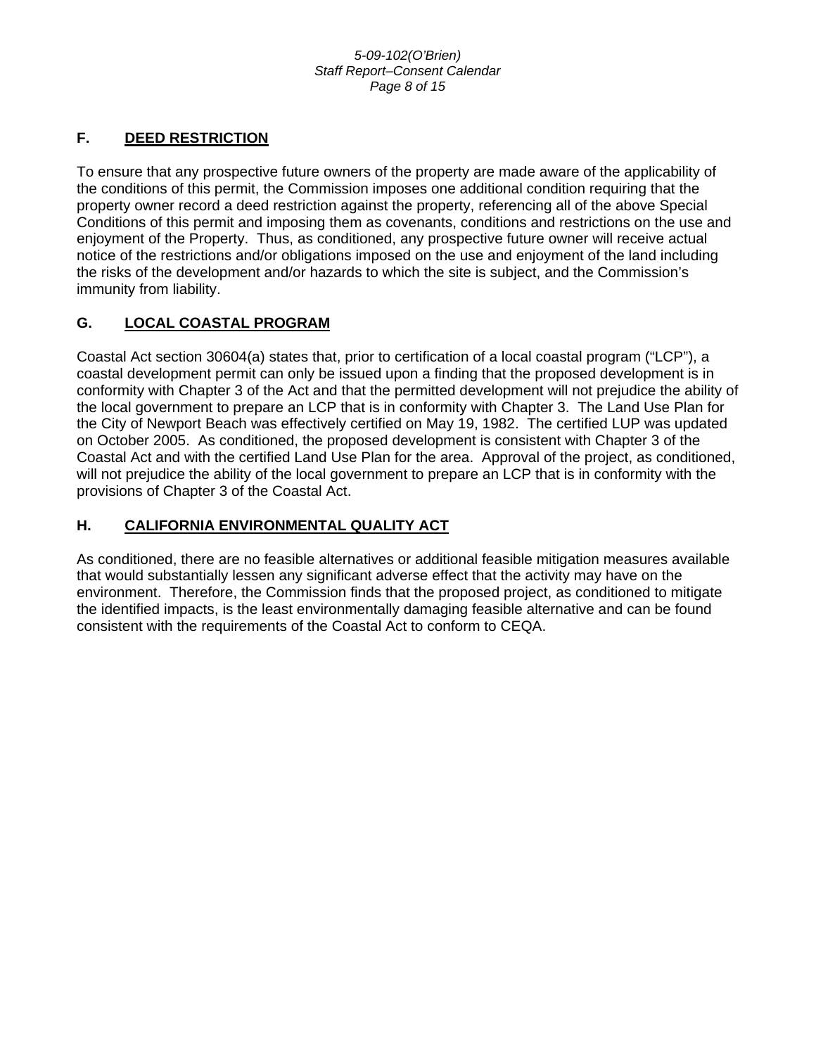## F. DEED RESTRICTION

To ensure that any prospective future owners of the property are made aware of the applicability of the conditions of this permit, the Commission imposes one additional condition requiring that the property owner record a deed restriction against the property, referencing all of the above Special Conditions of this permit and imposing them as covenants, conditions and restrictions on the use and enjoyment of the Property. Thus, as conditioned, any prospective future owner will receive actual notice of the restrictions and/or obligations imposed on the use and enjoyment of the land including the risks of the development and/or hazards to which the site is subject, and the Commission's immunity from liability.

## G. LOCAL COASTAL PROGRAM

Coastal Act section 30604(a) states that, prior to certification of a local coastal program ("LCP"), a coastal development permit can only be issued upon a finding that the proposed development is in conformity with Chapter 3 of the Act and that the permitted development will not prejudice the ability of the local government to prepare an LCP that is in conformity with Chapter 3. The Land Use Plan for the City of Newport Beach was effectively certified on May 19, 1982. The certified LUP was updated on October 2005. As conditioned, the proposed development is consistent with Chapter 3 of the Coastal Act and with the certified Land Use Plan for the area. Approval of the project, as conditioned, will not prejudice the ability of the local government to prepare an LCP that is in conformity with the provisions of Chapter 3 of the Coastal Act.

## H. CALIFORNIA ENVIRONMENTAL QUALITY ACT

As conditioned, there are no feasible alternatives or additional feasible mitigation measures available that would substantially lessen any significant adverse effect that the activity may have on the environment. Therefore, the Commission finds that the proposed project, as conditioned to mitigate the identified impacts, is the least environmentally damaging feasible alternative and can be found consistent with the requirements of the Coastal Act to conform to CEQA.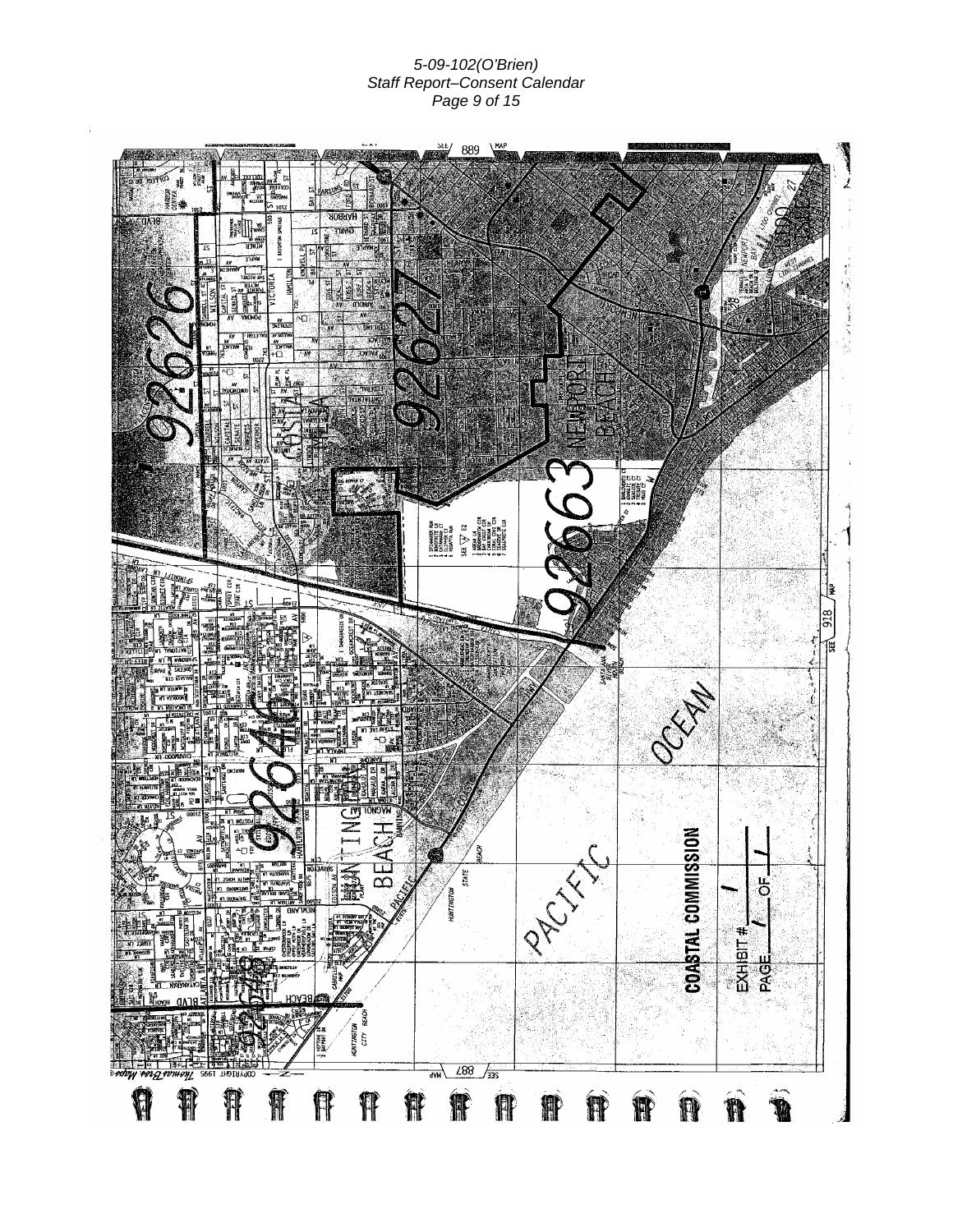COASTAL COMMISSION

EXHIBIT # 1

PAGE 1 OF 1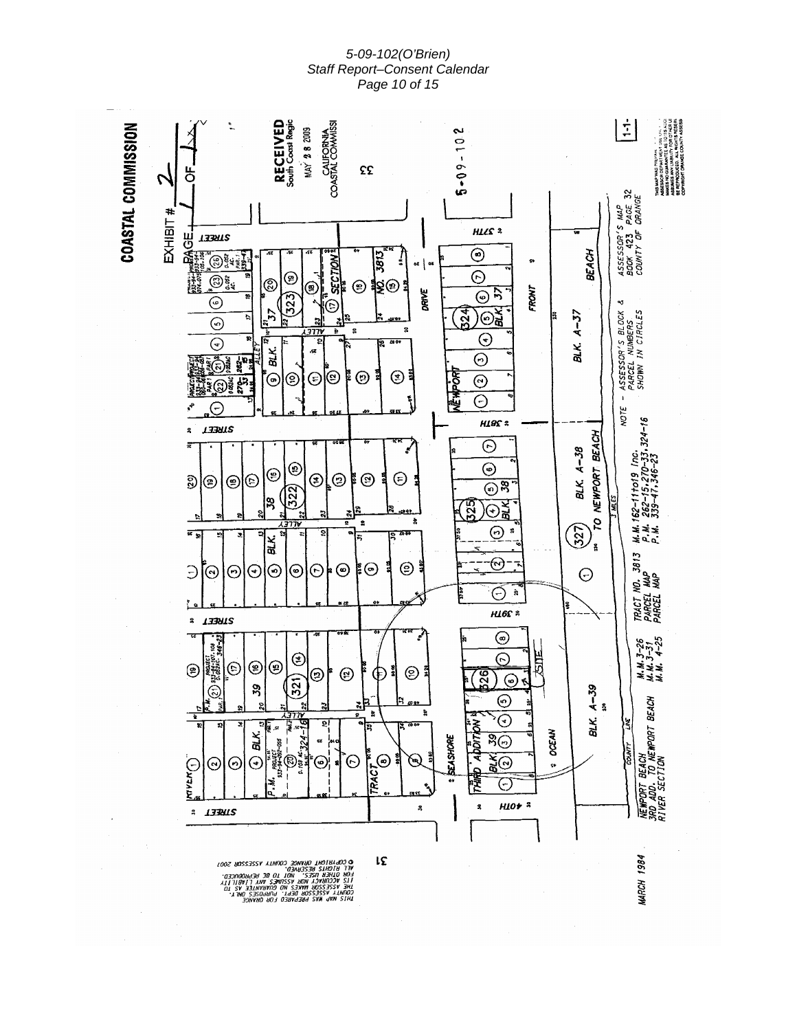**COASTAL COMMISSION**

EXHIBIT # 2

PAGE 1 OF 1

**RECEIVED**
South Coast Region

MAY 28 2009

CALIFORNIA
COASTAL COMMISSION

5-09-102

SITE

NEWPORT BEACH
3RD ADD. TO NEWPORT BEACH
RIVER SECTION

M.M. 3-26
M.M. 3-31
M.M. 4-25

TRACT NO. 3813
PARCEL MAP
PARCEL MAP

M.M. 162-11to19 Inc.
P.M. 262-15,270-33,324-16
P.M. 339-41,346-23

NOTE – ASSESSOR'S BLOCK & PARCEL NUMBERS SHOWN IN CIRCLES

ASSESSOR'S MAP
BOOK 423 PAGE 32
COUNTY OF ORANGE

MARCH 1984

THIS MAP WAS PREPARED FOR ORANGE COUNTY ASSESSOR DEPT. PURPOSES ONLY. THE ASSESSOR MAKES NO GUARANTEE AS TO ITS ACCURACY NOR ASSUMES ANY LIABILITY FOR OTHER USES. NOT TO BE REPRODUCED. ALL RIGHTS RESERVED. © COPYRIGHT ORANGE COUNTY ASSESSOR 2007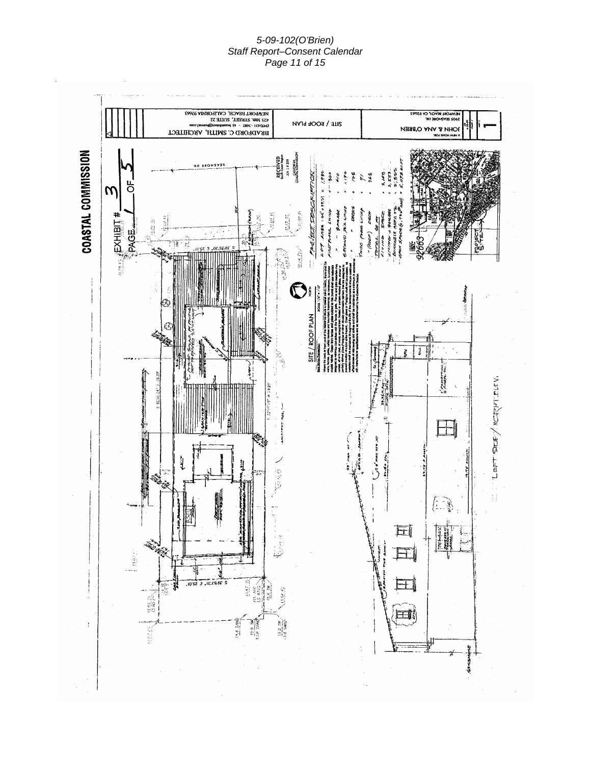COASTAL COMMISSION

EXHIBIT # 3

PAGE 1 OF 5

BRADFORD C. SMITH, ARCHITECT

425 30th. STREET, SUITE 22

NEWPORT BEACH, CALIFORNIA 92663

SITE / ROOF PLAN

A NEW HOME FOR:

JOHN & ANA O'BRIEN

3905 SEASHORE DR.

NEWPORT BEACH, CA 92663

RECEIVED
South Coast Region
JUN 18 2009
CALIFORNIA
COASTAL COMMISSION

PROJECT DESCRIPTION

| | | |
|---|---|---|
| LOT AREA (95' x 25') | = | 1,895 |
| FIRST FLOOR LIVING | = | 800 |
| " GARAGE | = | 410 |
| SECOND FLR. LIVING | = | 1,170 |
| " DECKS | = | 126 |
| THIRD FLOOR LIVING | = | 71 |
| " (ROOF) DECK | = | 368 |
| TOTAL SQ. FT. | | |
| LIVING SPACE | = | 2,041 |
| LIVING + GARAGE | = | 2,451 |
| BUILDABLE AREA x 2 | = | 2,552 |
| OPEN SPACE (15% BLDG) | = | 5,078 SQ.FT. |

SITE / ROOF PLAN

SCALE 1/8" = 1'-0"

NORTH

PROJECT SITE

92663

SEASHORE DR.

LEFT SIDE / NORTH ELEV.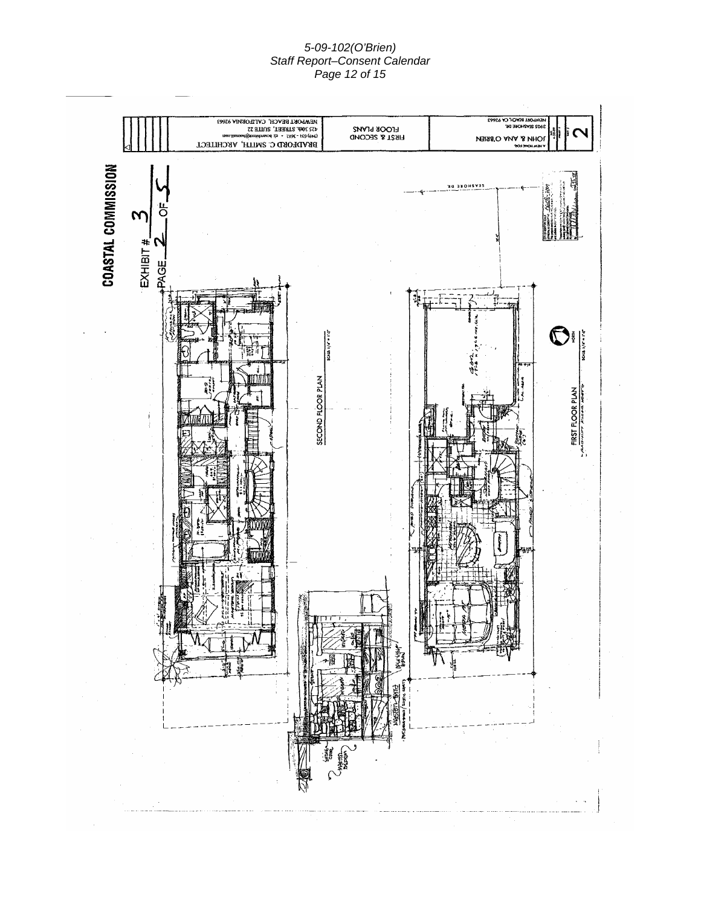COASTAL COMMISSION

EXHIBIT # 3

PAGE 2 OF 5

BRADFORD C. SMITH, ARCHITECT
425 30th. STREET, SUITE 22
NEWPORT BEACH, CALIFORNIA 92663

FIRST & SECOND FLOOR PLANS

JOHN & ANA O'BRIEN
3905 SEASHORE DR.
NEWPORT BEACH, CA 92663

2

SECOND FLOOR PLAN

FIRST FLOOR PLAN

SEASHORE DR.

NORTH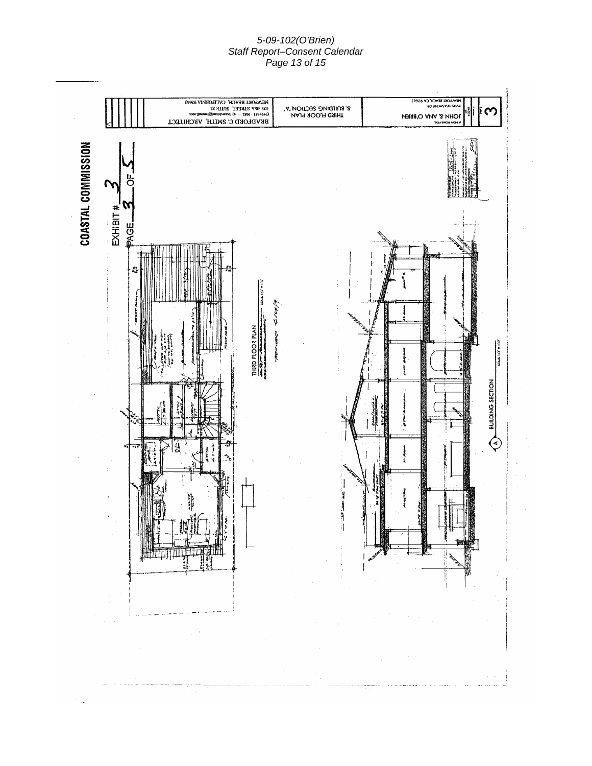COASTAL COMMISSION

EXHIBIT # 3

PAGE 3 OF 5

BRADFORD C. SMITH, ARCHITECT

425 30th STREET, SUITE 22

NEWPORT BEACH, CALIFORNIA 92663

THIRD FLOOR PLAN & BUILDING SECTION 'A'

JOHN & ANA O'BRIEN

3905 SEASHORE DR.

NEWPORT BEACH CA 92663

THIRD FLOOR PLAN

BUILDING SECTION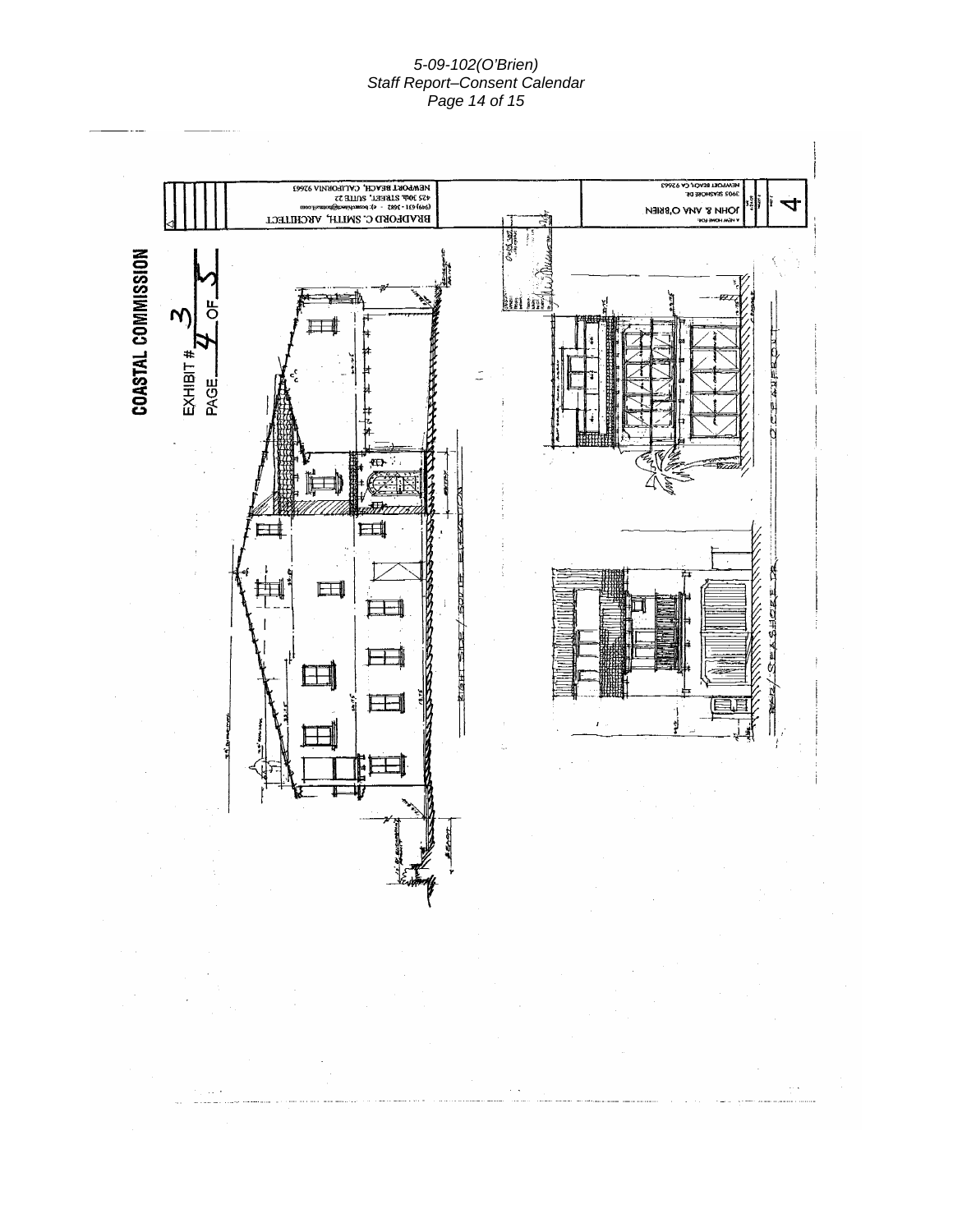**COASTAL COMMISSION**

EXHIBIT # 3

PAGE 4 OF 5

BRADFORD C. SMITH, ARCHITECT
425 30th STREET, SUITE 22
NEWPORT BEACH, CALIFORNIA 92663

JOHN & ANA O'BRIEN
3905 SEASHORE DR.
NEWPORT BEACH, CA 92663

4

RIGHT SIDE / SOUTH ELEVATION

OCEANFRONT

REAR / SEASHORE DR.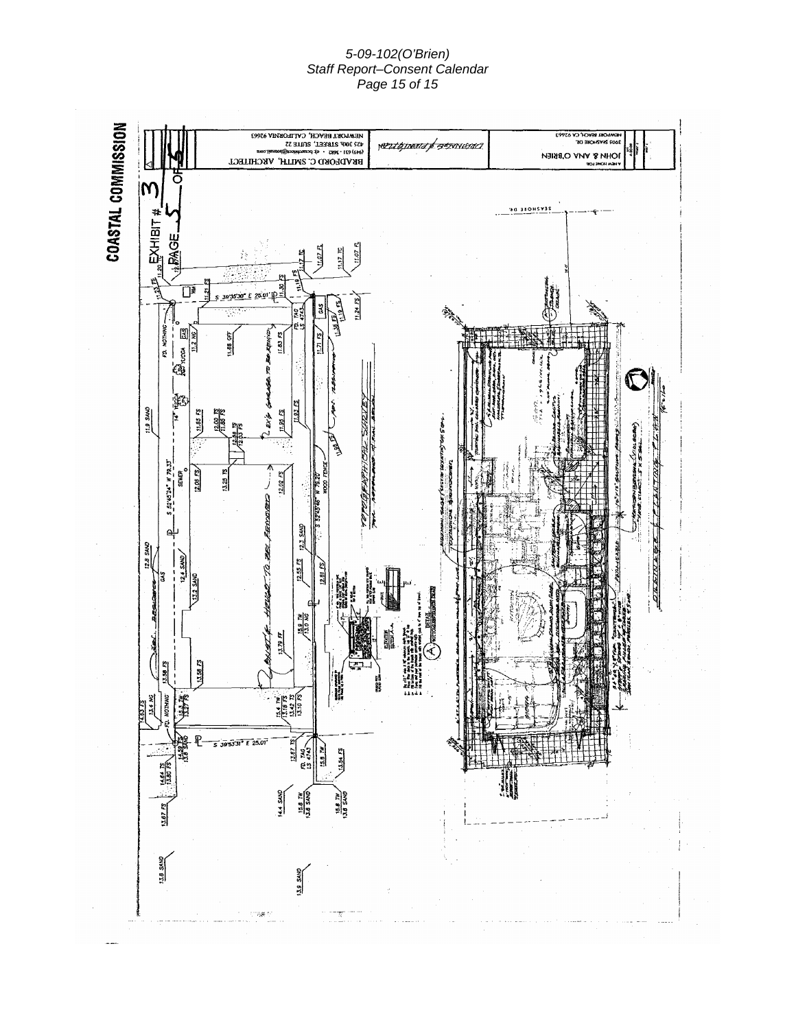COASTAL COMMISSION

EXHIBIT # 3

PAGE 5 OF 5

BRADFORD C. SMITH, ARCHITECT
425 30th STREET, SUITE 22
NEWPORT BEACH, CALIFORNIA 92663

DRAINAGE & PLANTING PLAN

JOHN & ANA O'BRIEN
A NEW HOME FOR
3905 SEASHORE DR.
NEWPORT BEACH, CA 92663

SEASHORE DR.

TOPOGRAPHICAL SURVEY

EXIST'G HOUSE TO BE REMOVED

EXIST'G GARAGE TO BE REMOVED

S 52°45'24" W 79.33'

S 52°45'46" W 79.20'

S 39°35'30" E 25.01'

S 39°53'31" E 25.01'

WOOD FENCE

SEWER

GAS

FD. NOTHING

DRAINAGE & PLANTING PLAN